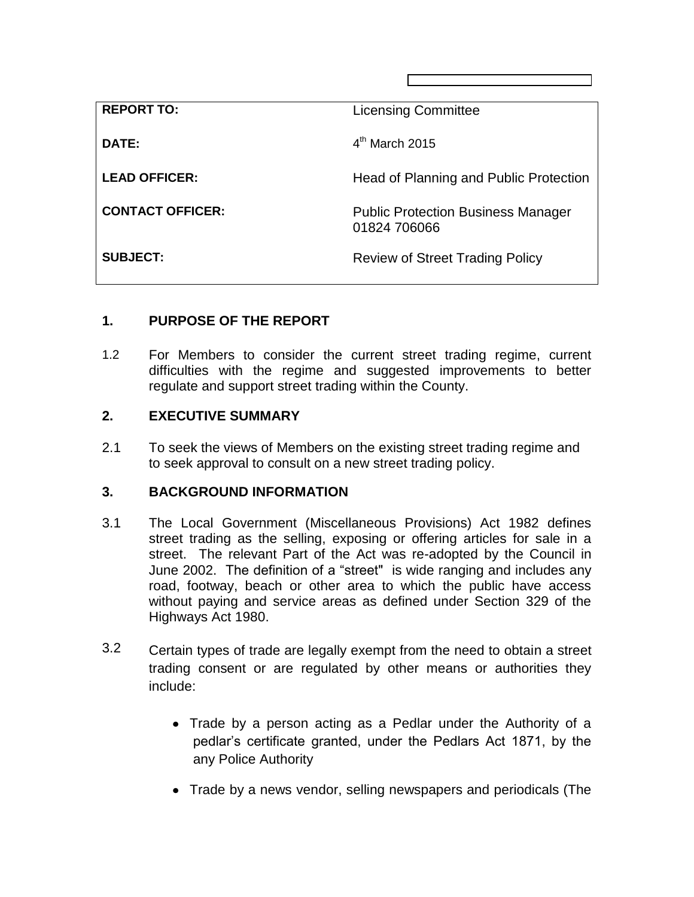| | |
|---|---|
| **REPORT TO:** | Licensing Committee |
| **DATE:** | 4th March 2015 |
| **LEAD OFFICER:** | Head of Planning and Public Protection |
| **CONTACT OFFICER:** | Public Protection Business Manager 01824 706066 |
| **SUBJECT:** | Review of Street Trading Policy |

## 1. PURPOSE OF THE REPORT

1.2 For Members to consider the current street trading regime, current difficulties with the regime and suggested improvements to better regulate and support street trading within the County.

## 2. EXECUTIVE SUMMARY

2.1 To seek the views of Members on the existing street trading regime and to seek approval to consult on a new street trading policy.

## 3. BACKGROUND INFORMATION

3.1 The Local Government (Miscellaneous Provisions) Act 1982 defines street trading as the selling, exposing or offering articles for sale in a street. The relevant Part of the Act was re-adopted by the Council in June 2002. The definition of a "street" is wide ranging and includes any road, footway, beach or other area to which the public have access without paying and service areas as defined under Section 329 of the Highways Act 1980.

3.2 Certain types of trade are legally exempt from the need to obtain a street trading consent or are regulated by other means or authorities they include:

- Trade by a person acting as a Pedlar under the Authority of a pedlar's certificate granted, under the Pedlars Act 1871, by the any Police Authority
- Trade by a news vendor, selling newspapers and periodicals (The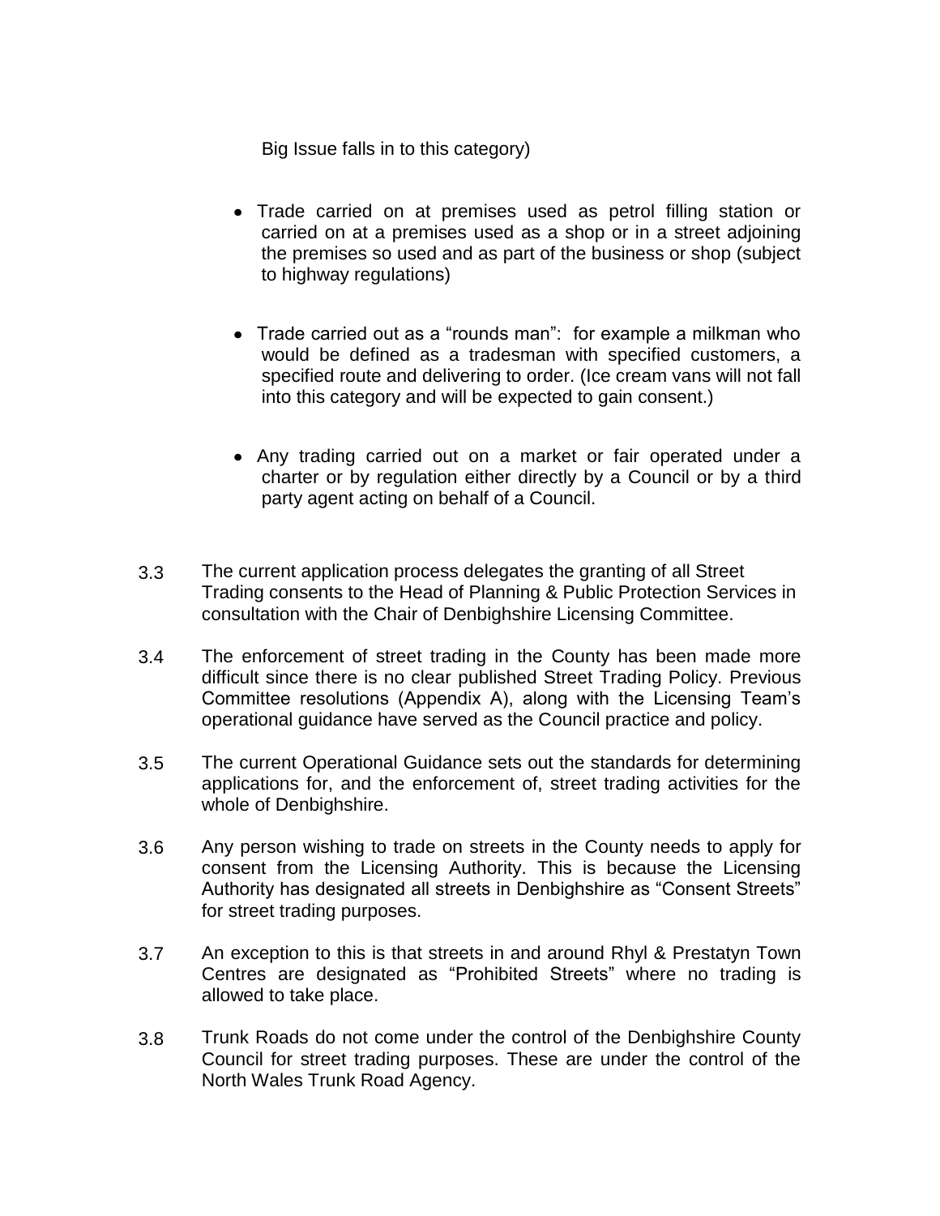Big Issue falls in to this category)

- Trade carried on at premises used as petrol filling station or carried on at a premises used as a shop or in a street adjoining the premises so used and as part of the business or shop (subject to highway regulations)

- Trade carried out as a “rounds man”: for example a milkman who would be defined as a tradesman with specified customers, a specified route and delivering to order. (Ice cream vans will not fall into this category and will be expected to gain consent.)

- Any trading carried out on a market or fair operated under a charter or by regulation either directly by a Council or by a third party agent acting on behalf of a Council.

3.3 The current application process delegates the granting of all Street Trading consents to the Head of Planning & Public Protection Services in consultation with the Chair of Denbighshire Licensing Committee.

3.4 The enforcement of street trading in the County has been made more difficult since there is no clear published Street Trading Policy. Previous Committee resolutions (Appendix A), along with the Licensing Team’s operational guidance have served as the Council practice and policy.

3.5 The current Operational Guidance sets out the standards for determining applications for, and the enforcement of, street trading activities for the whole of Denbighshire.

3.6 Any person wishing to trade on streets in the County needs to apply for consent from the Licensing Authority. This is because the Licensing Authority has designated all streets in Denbighshire as “Consent Streets” for street trading purposes.

3.7 An exception to this is that streets in and around Rhyl & Prestatyn Town Centres are designated as “Prohibited Streets” where no trading is allowed to take place.

3.8 Trunk Roads do not come under the control of the Denbighshire County Council for street trading purposes. These are under the control of the North Wales Trunk Road Agency.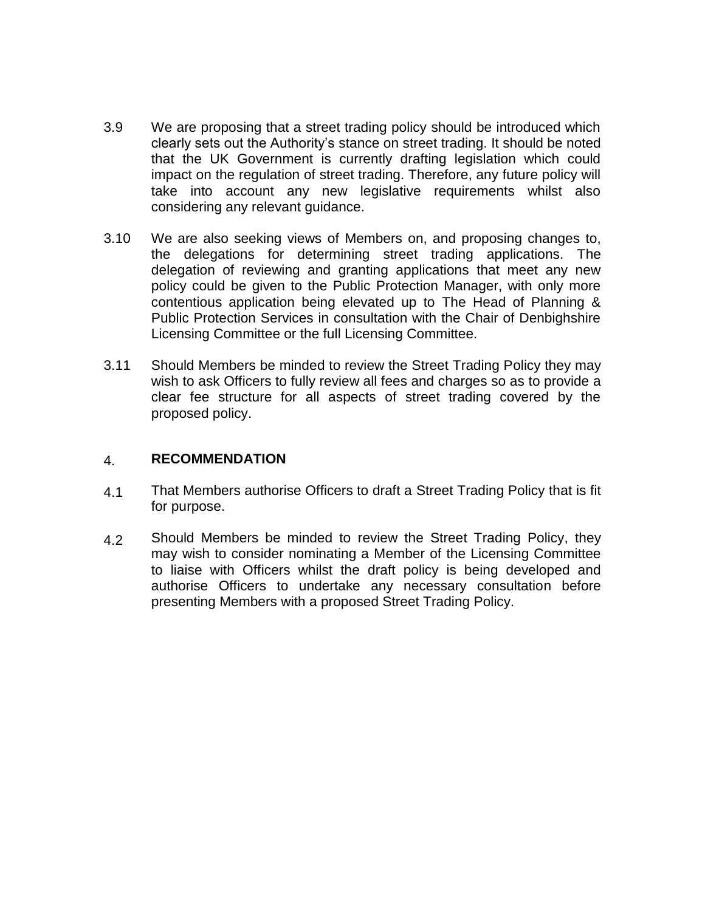3.9 We are proposing that a street trading policy should be introduced which clearly sets out the Authority's stance on street trading. It should be noted that the UK Government is currently drafting legislation which could impact on the regulation of street trading. Therefore, any future policy will take into account any new legislative requirements whilst also considering any relevant guidance.

3.10 We are also seeking views of Members on, and proposing changes to, the delegations for determining street trading applications. The delegation of reviewing and granting applications that meet any new policy could be given to the Public Protection Manager, with only more contentious application being elevated up to The Head of Planning & Public Protection Services in consultation with the Chair of Denbighshire Licensing Committee or the full Licensing Committee.

3.11 Should Members be minded to review the Street Trading Policy they may wish to ask Officers to fully review all fees and charges so as to provide a clear fee structure for all aspects of street trading covered by the proposed policy.

## 4. RECOMMENDATION

4.1 That Members authorise Officers to draft a Street Trading Policy that is fit for purpose.

4.2 Should Members be minded to review the Street Trading Policy, they may wish to consider nominating a Member of the Licensing Committee to liaise with Officers whilst the draft policy is being developed and authorise Officers to undertake any necessary consultation before presenting Members with a proposed Street Trading Policy.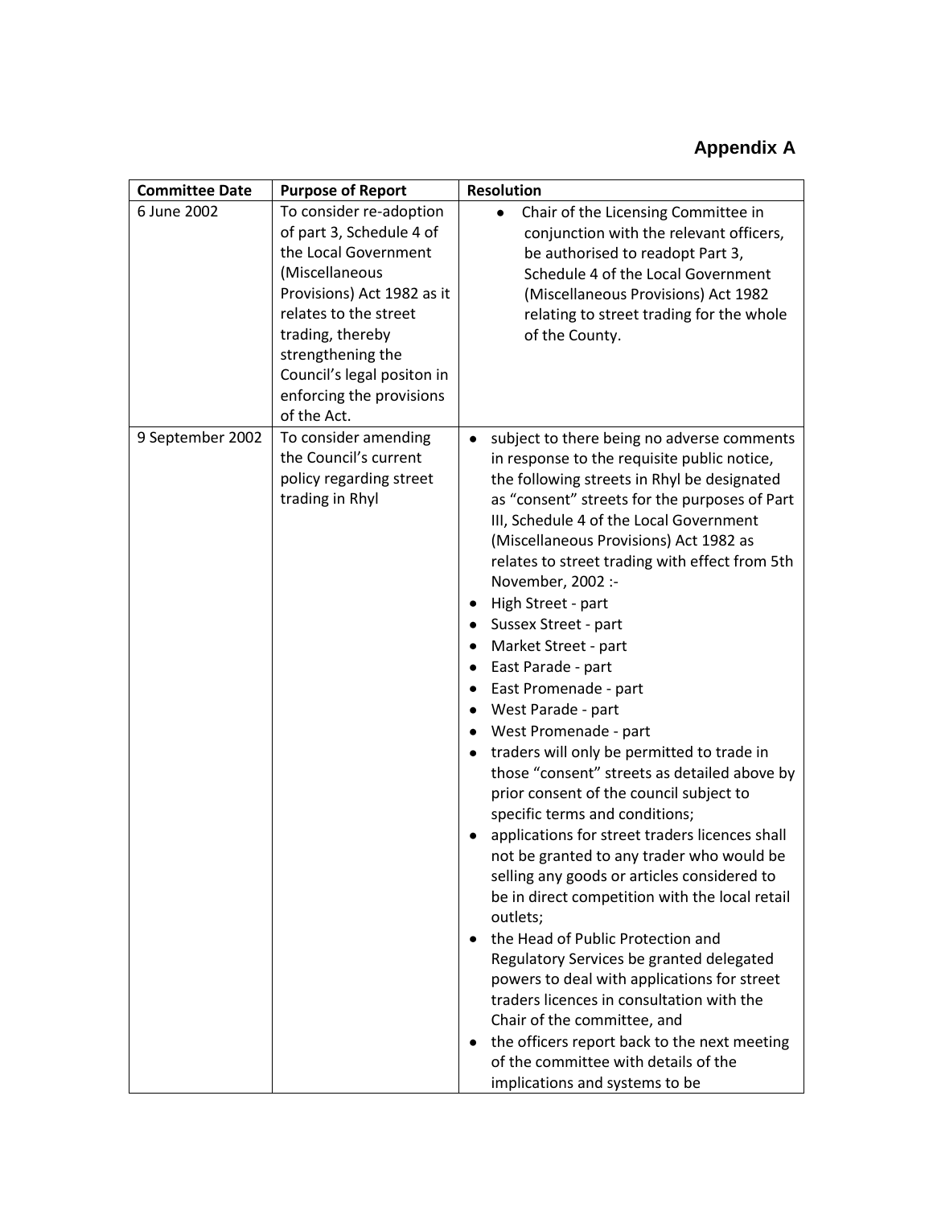# Appendix A

| Committee Date | Purpose of Report | Resolution |
|---|---|---|
| 6 June 2002 | To consider re-adoption of part 3, Schedule 4 of the Local Government (Miscellaneous Provisions) Act 1982 as it relates to the street trading, thereby strengthening the Council's legal positon in enforcing the provisions of the Act. | • Chair of the Licensing Committee in conjunction with the relevant officers, be authorised to readopt Part 3, Schedule 4 of the Local Government (Miscellaneous Provisions) Act 1982 relating to street trading for the whole of the County. |
| 9 September 2002 | To consider amending the Council's current policy regarding street trading in Rhyl | • subject to there being no adverse comments in response to the requisite public notice, the following streets in Rhyl be designated as "consent" streets for the purposes of Part III, Schedule 4 of the Local Government (Miscellaneous Provisions) Act 1982 as relates to street trading with effect from 5th November, 2002 :-<br>• High Street - part<br>• Sussex Street - part<br>• Market Street - part<br>• East Parade - part<br>• East Promenade - part<br>• West Parade - part<br>• West Promenade - part<br>• traders will only be permitted to trade in those "consent" streets as detailed above by prior consent of the council subject to specific terms and conditions;<br>• applications for street traders licences shall not be granted to any trader who would be selling any goods or articles considered to be in direct competition with the local retail outlets;<br>• the Head of Public Protection and Regulatory Services be granted delegated powers to deal with applications for street traders licences in consultation with the Chair of the committee, and<br>• the officers report back to the next meeting of the committee with details of the implications and systems to be |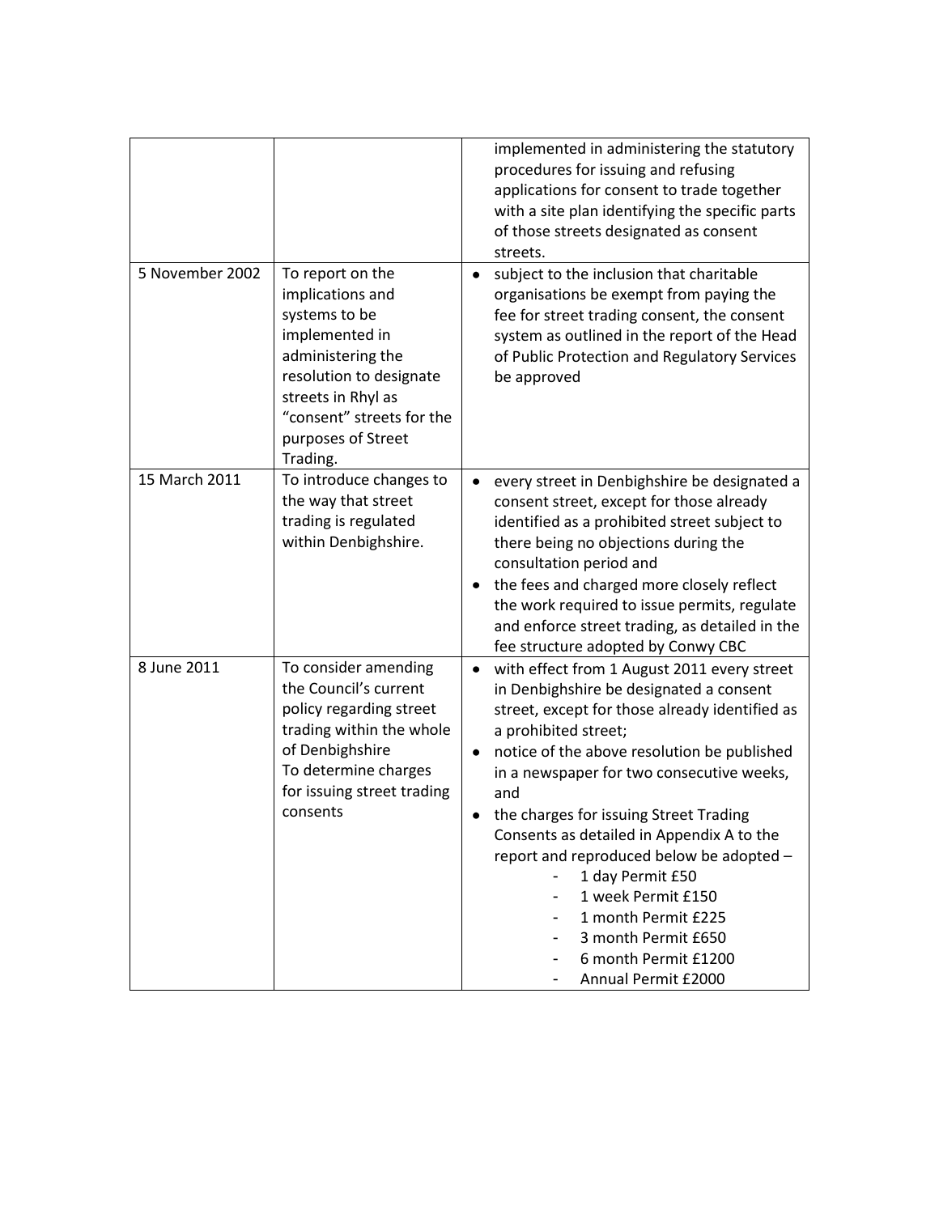| | | |
|---|---|---|
| | | implemented in administering the statutory procedures for issuing and refusing applications for consent to trade together with a site plan identifying the specific parts of those streets designated as consent streets. |
| 5 November 2002 | To report on the implications and systems to be implemented in administering the resolution to designate streets in Rhyl as "consent" streets for the purposes of Street Trading. | • subject to the inclusion that charitable organisations be exempt from paying the fee for street trading consent, the consent system as outlined in the report of the Head of Public Protection and Regulatory Services be approved |
| 15 March 2011 | To introduce changes to the way that street trading is regulated within Denbighshire. | • every street in Denbighshire be designated a consent street, except for those already identified as a prohibited street subject to there being no objections during the consultation period and<br>• the fees and charged more closely reflect the work required to issue permits, regulate and enforce street trading, as detailed in the fee structure adopted by Conwy CBC |
| 8 June 2011 | To consider amending the Council's current policy regarding street trading within the whole of Denbighshire<br>To determine charges for issuing street trading consents | • with effect from 1 August 2011 every street in Denbighshire be designated a consent street, except for those already identified as a prohibited street;<br>• notice of the above resolution be published in a newspaper for two consecutive weeks, and<br>• the charges for issuing Street Trading Consents as detailed in Appendix A to the report and reproduced below be adopted –<br>- 1 day Permit £50<br>- 1 week Permit £150<br>- 1 month Permit £225<br>- 3 month Permit £650<br>- 6 month Permit £1200<br>- Annual Permit £2000 |